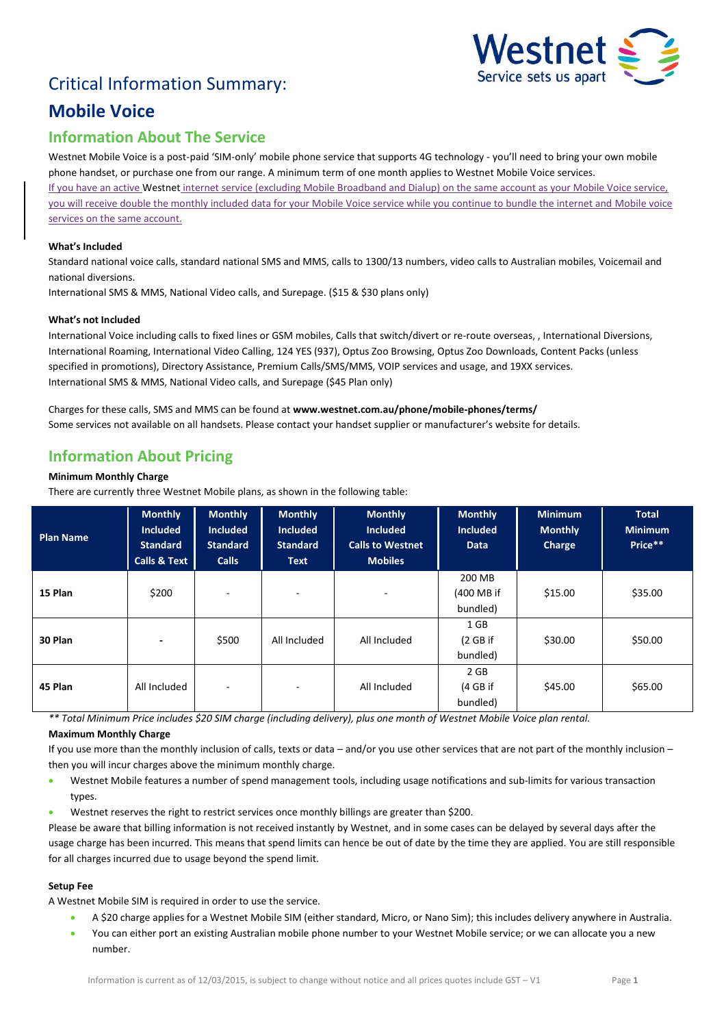# Critical Information Summary:

# Mobile Voice

## Information About The Service

Westnet Mobile Voice is a post-paid 'SIM-only' mobile phone service that supports 4G technology - you'll need to bring your own mobile phone handset, or purchase one from our range. A minimum term of one month applies to Westnet Mobile Voice services.
If you have an active Westnet internet service (excluding Mobile Broadband and Dialup) on the same account as your Mobile Voice service, you will receive double the monthly included data for your Mobile Voice service while you continue to bundle the internet and Mobile voice services on the same account.

**What's Included**

Standard national voice calls, standard national SMS and MMS, calls to 1300/13 numbers, video calls to Australian mobiles, Voicemail and national diversions.
International SMS & MMS, National Video calls, and Surepage. ($15 & $30 plans only)

**What's not Included**

International Voice including calls to fixed lines or GSM mobiles, Calls that switch/divert or re-route overseas, , International Diversions, International Roaming, International Video Calling, 124 YES (937), Optus Zoo Browsing, Optus Zoo Downloads, Content Packs (unless specified in promotions), Directory Assistance, Premium Calls/SMS/MMS, VOIP services and usage, and 19XX services.
International SMS & MMS, National Video calls, and Surepage ($45 Plan only)

Charges for these calls, SMS and MMS can be found at **www.westnet.com.au/phone/mobile-phones/terms/**
Some services not available on all handsets. Please contact your handset supplier or manufacturer's website for details.

## Information About Pricing

**Minimum Monthly Charge**

There are currently three Westnet Mobile plans, as shown in the following table:

| Plan Name | Monthly Included Standard Calls & Text | Monthly Included Standard Calls | Monthly Included Standard Text | Monthly Included Calls to Westnet Mobiles | Monthly Included Data | Minimum Monthly Charge | Total Minimum Price** |
|---|---|---|---|---|---|---|---|
| **15 Plan** | $200 | - | - | - | 200 MB (400 MB if bundled) | $15.00 | $35.00 |
| **30 Plan** | - | $500 | All Included | All Included | 1 GB (2 GB if bundled) | $30.00 | $50.00 |
| **45 Plan** | All Included | - | - | All Included | 2 GB (4 GB if bundled) | $45.00 | $65.00 |

*\*\* Total Minimum Price includes $20 SIM charge (including delivery), plus one month of Westnet Mobile Voice plan rental.*

**Maximum Monthly Charge**

If you use more than the monthly inclusion of calls, texts or data – and/or you use other services that are not part of the monthly inclusion – then you will incur charges above the minimum monthly charge.

- Westnet Mobile features a number of spend management tools, including usage notifications and sub-limits for various transaction types.
- Westnet reserves the right to restrict services once monthly billings are greater than $200.

Please be aware that billing information is not received instantly by Westnet, and in some cases can be delayed by several days after the usage charge has been incurred. This means that spend limits can hence be out of date by the time they are applied. You are still responsible for all charges incurred due to usage beyond the spend limit.

**Setup Fee**

A Westnet Mobile SIM is required in order to use the service.

- A $20 charge applies for a Westnet Mobile SIM (either standard, Micro, or Nano Sim); this includes delivery anywhere in Australia.
- You can either port an existing Australian mobile phone number to your Westnet Mobile service; or we can allocate you a new number.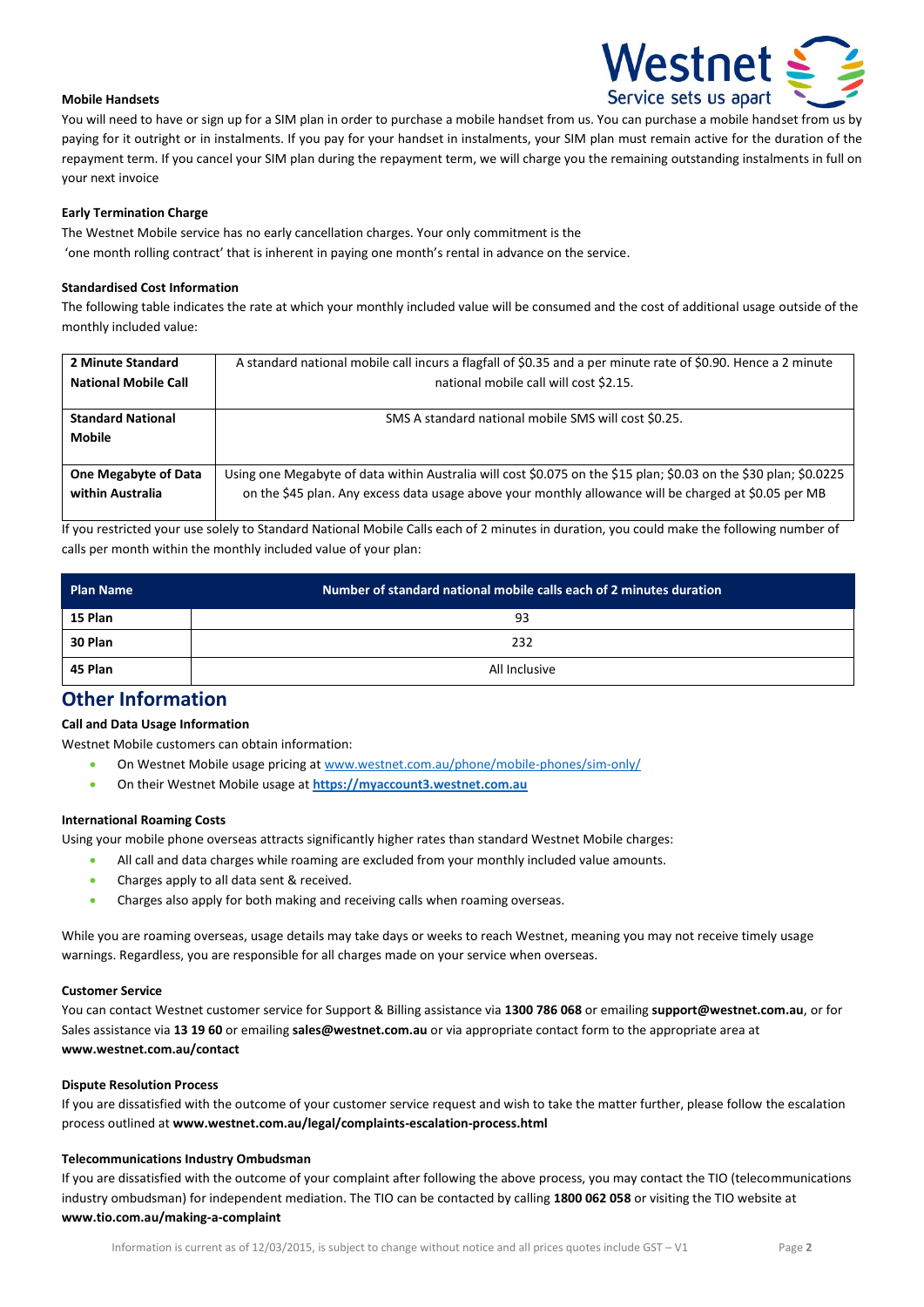**Mobile Handsets**

You will need to have or sign up for a SIM plan in order to purchase a mobile handset from us. You can purchase a mobile handset from us by paying for it outright or in instalments. If you pay for your handset in instalments, your SIM plan must remain active for the duration of the repayment term. If you cancel your SIM plan during the repayment term, we will charge you the remaining outstanding instalments in full on your next invoice

**Early Termination Charge**

The Westnet Mobile service has no early cancellation charges. Your only commitment is the 'one month rolling contract' that is inherent in paying one month's rental in advance on the service.

**Standardised Cost Information**

The following table indicates the rate at which your monthly included value will be consumed and the cost of additional usage outside of the monthly included value:

| | |
|---|---|
| **2 Minute Standard National Mobile Call** | A standard national mobile call incurs a flagfall of $0.35 and a per minute rate of $0.90. Hence a 2 minute national mobile call will cost $2.15. |
| **Standard National Mobile** | SMS A standard national mobile SMS will cost $0.25. |
| **One Megabyte of Data within Australia** | Using one Megabyte of data within Australia will cost $0.075 on the $15 plan; $0.03 on the $30 plan; $0.0225 on the $45 plan. Any excess data usage above your monthly allowance will be charged at $0.05 per MB |

If you restricted your use solely to Standard National Mobile Calls each of 2 minutes in duration, you could make the following number of calls per month within the monthly included value of your plan:

| Plan Name | Number of standard national mobile calls each of 2 minutes duration |
|---|---|
| **15 Plan** | 93 |
| **30 Plan** | 232 |
| **45 Plan** | All Inclusive |

## Other Information

**Call and Data Usage Information**

Westnet Mobile customers can obtain information:

- On Westnet Mobile usage pricing at www.westnet.com.au/phone/mobile-phones/sim-only/
- On their Westnet Mobile usage at **https://myaccount3.westnet.com.au**

**International Roaming Costs**

Using your mobile phone overseas attracts significantly higher rates than standard Westnet Mobile charges:

- All call and data charges while roaming are excluded from your monthly included value amounts.
- Charges apply to all data sent & received.
- Charges also apply for both making and receiving calls when roaming overseas.

While you are roaming overseas, usage details may take days or weeks to reach Westnet, meaning you may not receive timely usage warnings. Regardless, you are responsible for all charges made on your service when overseas.

**Customer Service**

You can contact Westnet customer service for Support & Billing assistance via **1300 786 068** or emailing **support@westnet.com.au**, or for Sales assistance via **13 19 60** or emailing **sales@westnet.com.au** or via appropriate contact form to the appropriate area at **www.westnet.com.au/contact**

**Dispute Resolution Process**

If you are dissatisfied with the outcome of your customer service request and wish to take the matter further, please follow the escalation process outlined at **www.westnet.com.au/legal/complaints-escalation-process.html**

**Telecommunications Industry Ombudsman**

If you are dissatisfied with the outcome of your complaint after following the above process, you may contact the TIO (telecommunications industry ombudsman) for independent mediation. The TIO can be contacted by calling **1800 062 058** or visiting the TIO website at **www.tio.com.au/making-a-complaint**

Information is current as of 12/03/2015, is subject to change without notice and all prices quotes include GST – V1